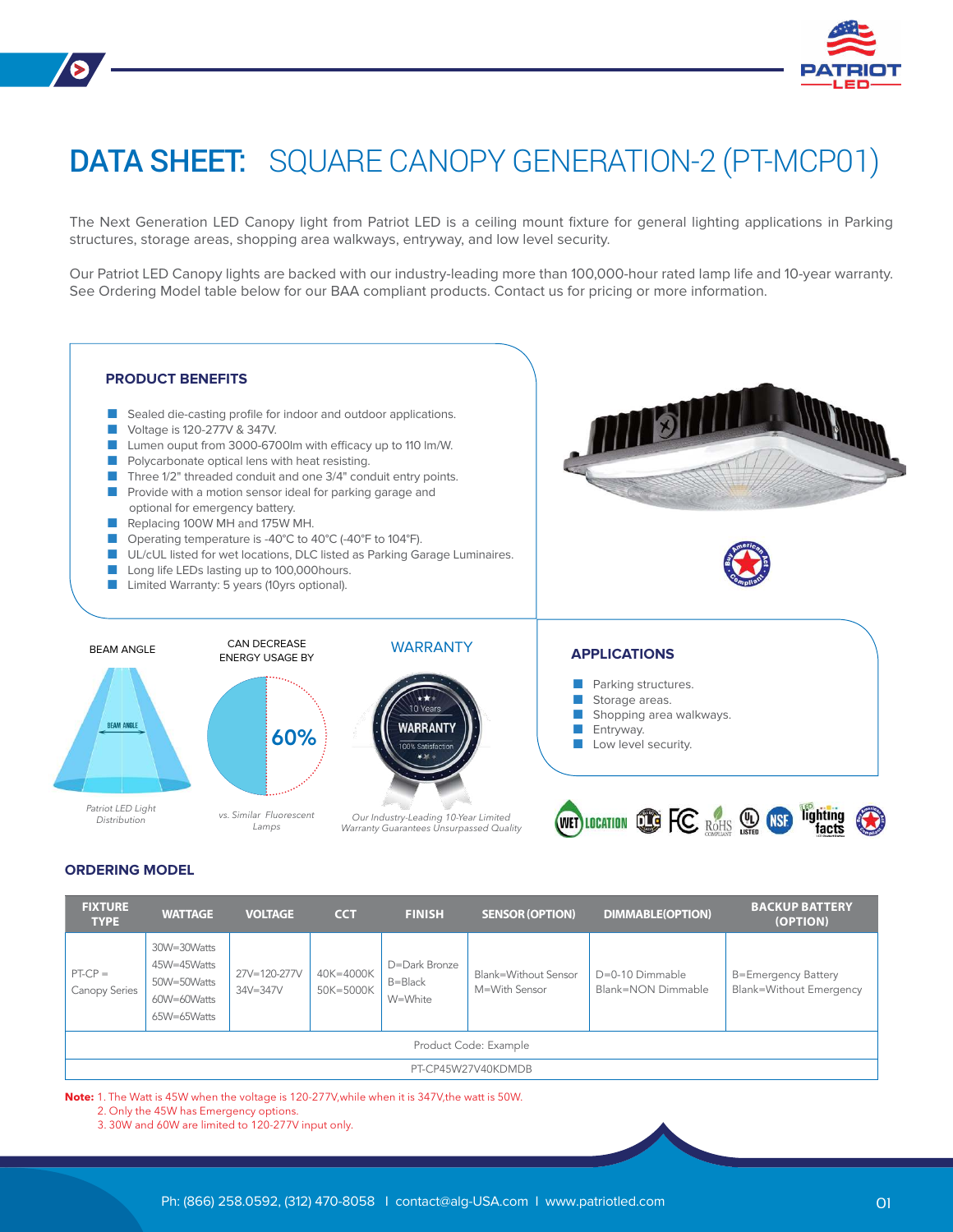# DATA SHEET: SQUARE CANOPY GENERATION-2 (PT-MCP01)

The Next Generation LED Canopy light from Patriot LED is a ceiling mount fixture for general lighting applications in Parking structures, storage areas, shopping area walkways, entryway, and low level security.

Our Patriot LED Canopy lights are backed with our industry-leading more than 100,000-hour rated lamp life and 10-year warranty. See Ordering Model table below for our BAA compliant products. Contact us for pricing or more information.

## PRODUCT BENEFITS

- Sealed die-casting profile for indoor and outdoor applications.
- Voltage is 120-277V & 347V.
- Lumen ouput from 3000-6700lm with efficacy up to 110 lm/W.
- Polycarbonate optical lens with heat resisting.
- Three 1/2" threaded conduit and one 3/4" conduit entry points.
- Provide with a motion sensor ideal for parking garage and optional for emergency battery.
- Replacing 100W MH and 175W MH.
- Operating temperature is -40°C to 40°C (-40°F to 104°F).
- UL/cUL listed for wet locations, DLC listed as Parking Garage Luminaires.
- Long life LEDs lasting up to 100,000hours.
- Limited Warranty: 5 years (10yrs optional).

BEAM ANGLE

*Patriot LED Light Distribution*

CAN DECREASE ENERGY USAGE BY

60%

*vs. Similar Fluorescent Lamps*

WARRANTY

*Our Industry-Leading 10-Year Limited Warranty Guarantees Unsurpassed Quality*

## APPLICATIONS

- Parking structures.
- Storage areas.
- Shopping area walkways.
- Entryway.
- Low level security.

## ORDERING MODEL

| FIXTURE TYPE | WATTAGE | VOLTAGE | CCT | FINISH | SENSOR (OPTION) | DIMMABLE(OPTION) | BACKUP BATTERY (OPTION) |
|---|---|---|---|---|---|---|---|
| PT-CP = Canopy Series | 30W=30Watts<br>45W=45Watts<br>50W=50Watts<br>60W=60Watts<br>65W=65Watts | 27V=120-277V<br>34V=347V | 40K=4000K<br>50K=5000K | D=Dark Bronze<br>B=Black<br>W=White | Blank=Without Sensor<br>M=With Sensor | D=0-10 Dimmable<br>Blank=NON Dimmable | B=Emergency Battery<br>Blank=Without Emergency |
| Product Code: Example | | | | | | | |
| PT-CP45W27V40KDMDB | | | | | | | |

**Note:** 1. The Watt is 45W when the voltage is 120-277V,while when it is 347V,the watt is 50W.
2. Only the 45W has Emergency options.
3. 30W and 60W are limited to 120-277V input only.

Ph: (866) 258.0592, (312) 470-8058 | contact@alg-USA.com | www.patriotled.com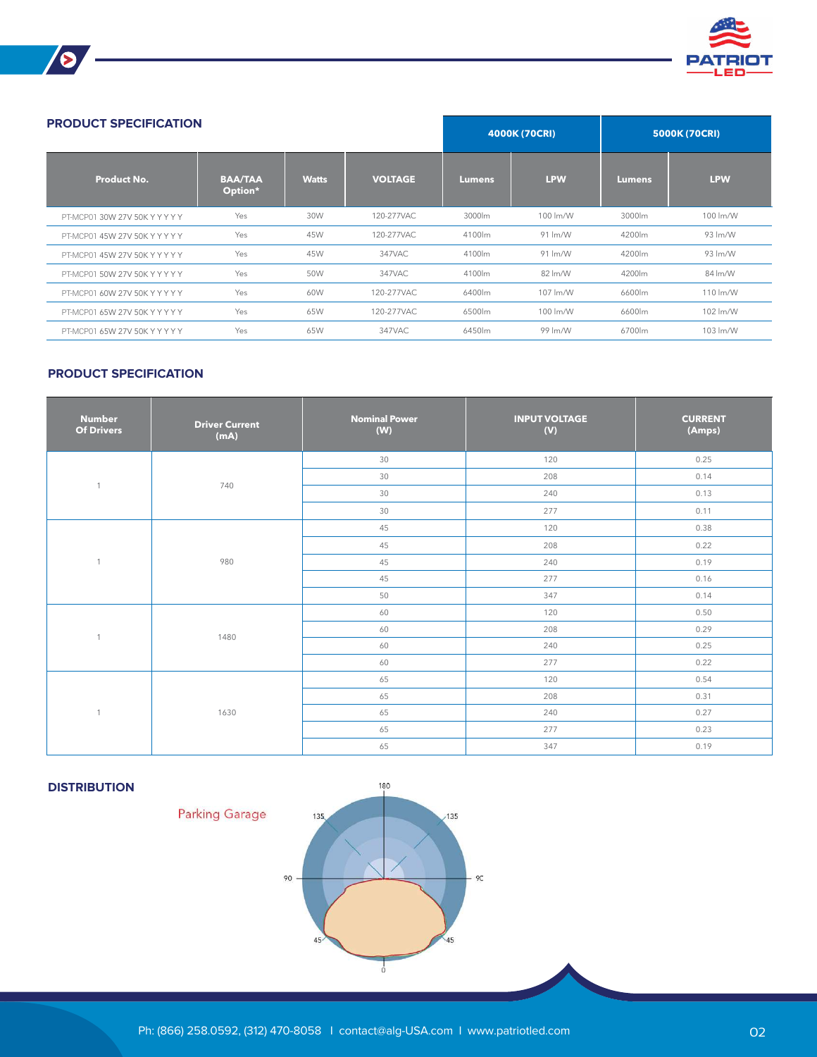## PRODUCT SPECIFICATION

| Product No. | BAA/TAA Option* | Watts | VOLTAGE | 4000K (70CRI) Lumens | 4000K (70CRI) LPW | 5000K (70CRI) Lumens | 5000K (70CRI) LPW |
|---|---|---|---|---|---|---|---|
| PT-MCP01 30W 27V 50K Y Y Y Y Y | Yes | 30W | 120-277VAC | 3000lm | 100 lm/W | 3000lm | 100 lm/W |
| PT-MCP01 45W 27V 50K Y Y Y Y Y | Yes | 45W | 120-277VAC | 4100lm | 91 lm/W | 4200lm | 93 lm/W |
| PT-MCP01 45W 27V 50K Y Y Y Y Y | Yes | 45W | 347VAC | 4100lm | 91 lm/W | 4200lm | 93 lm/W |
| PT-MCP01 50W 27V 50K Y Y Y Y Y | Yes | 50W | 347VAC | 4100lm | 82 lm/W | 4200lm | 84 lm/W |
| PT-MCP01 60W 27V 50K Y Y Y Y Y | Yes | 60W | 120-277VAC | 6400lm | 107 lm/W | 6600lm | 110 lm/W |
| PT-MCP01 65W 27V 50K Y Y Y Y Y | Yes | 65W | 120-277VAC | 6500lm | 100 lm/W | 6600lm | 102 lm/W |
| PT-MCP01 65W 27V 50K Y Y Y Y Y | Yes | 65W | 347VAC | 6450lm | 99 lm/W | 6700lm | 103 lm/W |

## PRODUCT SPECIFICATION

| Number Of Drivers | Driver Current (mA) | Nominal Power (W) | INPUT VOLTAGE (V) | CURRENT (Amps) |
|---|---|---|---|---|
| 1 | 740 | 30 | 120 | 0.25 |
| | | 30 | 208 | 0.14 |
| | | 30 | 240 | 0.13 |
| | | 30 | 277 | 0.11 |
| 1 | 980 | 45 | 120 | 0.38 |
| | | 45 | 208 | 0.22 |
| | | 45 | 240 | 0.19 |
| | | 45 | 277 | 0.16 |
| | | 50 | 347 | 0.14 |
| 1 | 1480 | 60 | 120 | 0.50 |
| | | 60 | 208 | 0.29 |
| | | 60 | 240 | 0.25 |
| | | 60 | 277 | 0.22 |
| 1 | 1630 | 65 | 120 | 0.54 |
| | | 65 | 208 | 0.31 |
| | | 65 | 240 | 0.27 |
| | | 65 | 277 | 0.23 |
| | | 65 | 347 | 0.19 |

## DISTRIBUTION

Parking Garage

Ph: (866) 258.0592, (312) 470-8058 I contact@alg-USA.com I www.patriotled.com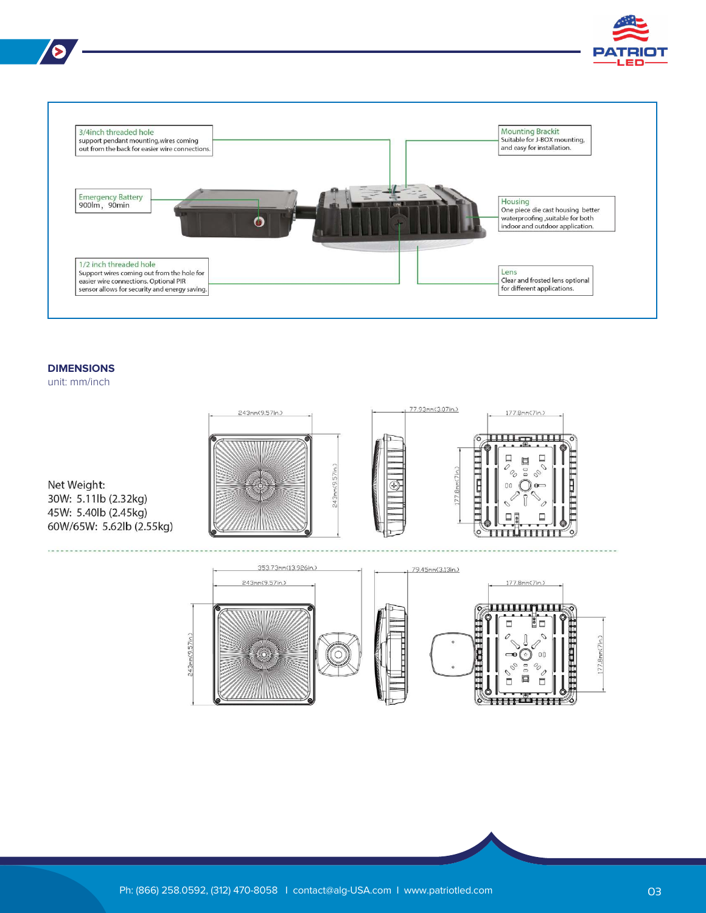3/4inch threaded hole
support pendant mounting,wires coming out from the back for easier wire connections.

Mounting Brackit
Suitable for J-BOX mounting, and easy for installation.

Emergency Battery
900lm， 90min

Housing
One piece die cast housing better waterproofing ,suitable for both indoor and outdoor application.

1/2 inch threaded hole
Support wires coming out from the hole for easier wire connections. Optional PIR sensor allows for security and energy saving.

Lens
Clear and frosted lens optional for different applications.

## DIMENSIONS

unit: mm/inch

Net Weight:
30W: 5.11lb (2.32kg)
45W: 5.40lb (2.45kg)
60W/65W: 5.62lb (2.55kg)

243mm(9.57in.)
243mm(9.57in.)
77.93mm(3.07in.)
177.8mm(7in.)
177.8mm(7in.)

353.73mm(13.926in.)
243mm(9.57in.)
243mm(9.57in.)
79.45mm(3.13in.)
177.8mm(7in.)
177.8mm(7in.)